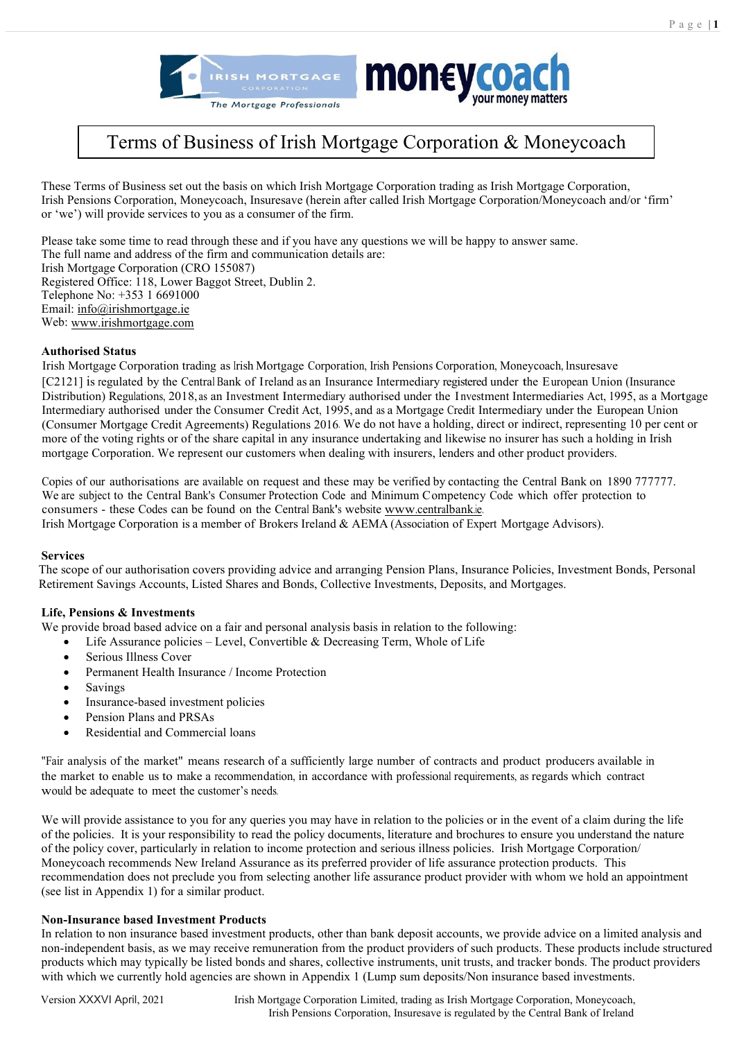# Terms of Business of Irish Mortgage Corporation & Moneycoach

These Terms of Business set out the basis on which Irish Mortgage Corporation trading as Irish Mortgage Corporation, Irish Pensions Corporation, Moneycoach, Insuresave (herein after called Irish Mortgage Corporation/Moneycoach and/or 'firm' or 'we') will provide services to you as a consumer of the firm.

Please take some time to read through these and if you have any questions we will be happy to answer same.
The full name and address of the firm and communication details are:
Irish Mortgage Corporation (CRO 155087)
Registered Office: 118, Lower Baggot Street, Dublin 2.
Telephone No: +353 1 6691000
Email: info@irishmortgage.ie
Web: www.irishmortgage.com

**Authorised Status**

Irish Mortgage Corporation trading as Irish Mortgage Corporation, Irish Pensions Corporation, Moneycoach, Insuresave [C2121] is regulated by the Central Bank of Ireland as an Insurance Intermediary registered under the European Union (Insurance Distribution) Regulations, 2018, as an Investment Intermediary authorised under the Investment Intermediaries Act, 1995, as a Mortgage Intermediary authorised under the Consumer Credit Act, 1995, and as a Mortgage Credit Intermediary under the European Union (Consumer Mortgage Credit Agreements) Regulations 2016. We do not have a holding, direct or indirect, representing 10 per cent or more of the voting rights or of the share capital in any insurance undertaking and likewise no insurer has such a holding in Irish mortgage Corporation. We represent our customers when dealing with insurers, lenders and other product providers.

Copies of our authorisations are available on request and these may be verified by contacting the Central Bank on 1890 777777. We are subject to the Central Bank's Consumer Protection Code and Minimum Competency Code which offer protection to consumers - these Codes can be found on the Central Bank's website www.centralbank.ie.
Irish Mortgage Corporation is a member of Brokers Ireland & AEMA (Association of Expert Mortgage Advisors).

**Services**

The scope of our authorisation covers providing advice and arranging Pension Plans, Insurance Policies, Investment Bonds, Personal Retirement Savings Accounts, Listed Shares and Bonds, Collective Investments, Deposits, and Mortgages.

**Life, Pensions & Investments**

We provide broad based advice on a fair and personal analysis basis in relation to the following:

- Life Assurance policies – Level, Convertible & Decreasing Term, Whole of Life
- Serious Illness Cover
- Permanent Health Insurance / Income Protection
- Savings
- Insurance-based investment policies
- Pension Plans and PRSAs
- Residential and Commercial loans

"Fair analysis of the market" means research of a sufficiently large number of contracts and product producers available in the market to enable us to make a recommendation, in accordance with professional requirements, as regards which contract would be adequate to meet the customer's needs.

We will provide assistance to you for any queries you may have in relation to the policies or in the event of a claim during the life of the policies. It is your responsibility to read the policy documents, literature and brochures to ensure you understand the nature of the policy cover, particularly in relation to income protection and serious illness policies. Irish Mortgage Corporation/ Moneycoach recommends New Ireland Assurance as its preferred provider of life assurance protection products. This recommendation does not preclude you from selecting another life assurance product provider with whom we hold an appointment (see list in Appendix 1) for a similar product.

**Non-Insurance based Investment Products**

In relation to non insurance based investment products, other than bank deposit accounts, we provide advice on a limited analysis and non-independent basis, as we may receive remuneration from the product providers of such products. These products include structured products which may typically be listed bonds and shares, collective instruments, unit trusts, and tracker bonds. The product providers with which we currently hold agencies are shown in Appendix 1 (Lump sum deposits/Non insurance based investments.

Version XXXVI April, 2021

Irish Mortgage Corporation Limited, trading as Irish Mortgage Corporation, Moneycoach, Irish Pensions Corporation, Insuresave is regulated by the Central Bank of Ireland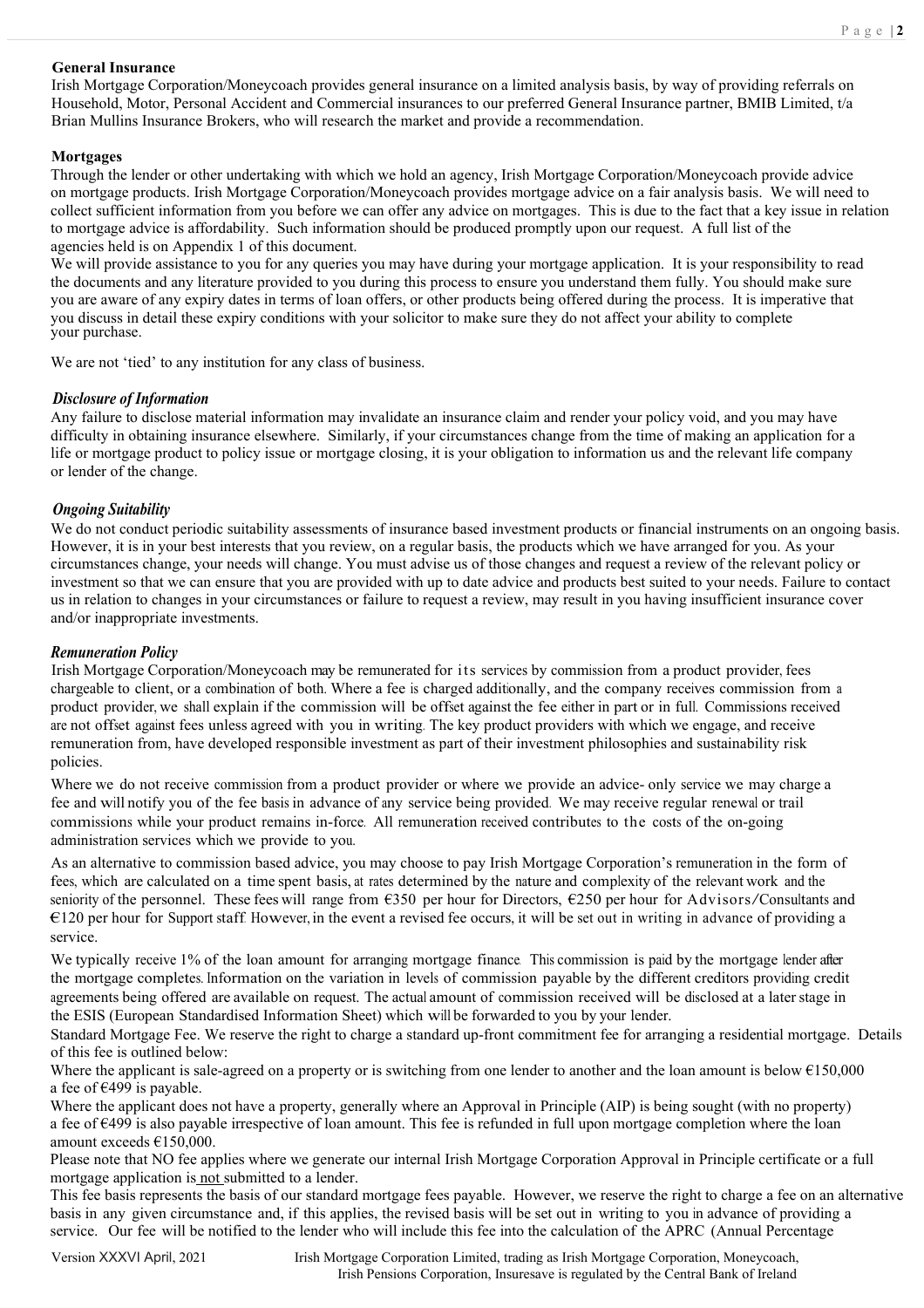### General Insurance

Irish Mortgage Corporation/Moneycoach provides general insurance on a limited analysis basis, by way of providing referrals on Household, Motor, Personal Accident and Commercial insurances to our preferred General Insurance partner, BMIB Limited, t/a Brian Mullins Insurance Brokers, who will research the market and provide a recommendation.

### Mortgages

Through the lender or other undertaking with which we hold an agency, Irish Mortgage Corporation/Moneycoach provide advice on mortgage products. Irish Mortgage Corporation/Moneycoach provides mortgage advice on a fair analysis basis. We will need to collect sufficient information from you before we can offer any advice on mortgages. This is due to the fact that a key issue in relation to mortgage advice is affordability. Such information should be produced promptly upon our request. A full list of the agencies held is on Appendix 1 of this document.

We will provide assistance to you for any queries you may have during your mortgage application. It is your responsibility to read the documents and any literature provided to you during this process to ensure you understand them fully. You should make sure you are aware of any expiry dates in terms of loan offers, or other products being offered during the process. It is imperative that you discuss in detail these expiry conditions with your solicitor to make sure they do not affect your ability to complete your purchase.

We are not 'tied' to any institution for any class of business.

### *Disclosure of Information*

Any failure to disclose material information may invalidate an insurance claim and render your policy void, and you may have difficulty in obtaining insurance elsewhere. Similarly, if your circumstances change from the time of making an application for a life or mortgage product to policy issue or mortgage closing, it is your obligation to information us and the relevant life company or lender of the change.

### *Ongoing Suitability*

We do not conduct periodic suitability assessments of insurance based investment products or financial instruments on an ongoing basis. However, it is in your best interests that you review, on a regular basis, the products which we have arranged for you. As your circumstances change, your needs will change. You must advise us of those changes and request a review of the relevant policy or investment so that we can ensure that you are provided with up to date advice and products best suited to your needs. Failure to contact us in relation to changes in your circumstances or failure to request a review, may result in you having insufficient insurance cover and/or inappropriate investments.

### *Remuneration Policy*

Irish Mortgage Corporation/Moneycoach may be remunerated for its services by commission from a product provider, fees chargeable to client, or a combination of both. Where a fee is charged additionally, and the company receives commission from a product provider, we shall explain if the commission will be offset against the fee either in part or in full. Commissions received are not offset against fees unless agreed with you in writing. The key product providers with which we engage, and receive remuneration from, have developed responsible investment as part of their investment philosophies and sustainability risk policies.

Where we do not receive commission from a product provider or where we provide an advice- only service we may charge a fee and will notify you of the fee basis in advance of any service being provided. We may receive regular renewal or trail commissions while your product remains in-force. All remuneration received contributes to the costs of the on-going administration services which we provide to you.

As an alternative to commission based advice, you may choose to pay Irish Mortgage Corporation's remuneration in the form of fees, which are calculated on a time spent basis, at rates determined by the nature and complexity of the relevant work and the seniority of the personnel. These fees will range from €350 per hour for Directors, €250 per hour for Advisors/Consultants and €120 per hour for Support staff. However, in the event a revised fee occurs, it will be set out in writing in advance of providing a service.

We typically receive 1% of the loan amount for arranging mortgage finance. This commission is paid by the mortgage lender after the mortgage completes. Information on the variation in levels of commission payable by the different creditors providing credit agreements being offered are available on request. The actual amount of commission received will be disclosed at a later stage in the ESIS (European Standardised Information Sheet) which will be forwarded to you by your lender.

Standard Mortgage Fee. We reserve the right to charge a standard up-front commitment fee for arranging a residential mortgage. Details of this fee is outlined below:

Where the applicant is sale-agreed on a property or is switching from one lender to another and the loan amount is below €150,000 a fee of €499 is payable.

Where the applicant does not have a property, generally where an Approval in Principle (AIP) is being sought (with no property) a fee of €499 is also payable irrespective of loan amount. This fee is refunded in full upon mortgage completion where the loan amount exceeds €150,000.

Please note that NO fee applies where we generate our internal Irish Mortgage Corporation Approval in Principle certificate or a full mortgage application is not submitted to a lender.

This fee basis represents the basis of our standard mortgage fees payable. However, we reserve the right to charge a fee on an alternative basis in any given circumstance and, if this applies, the revised basis will be set out in writing to you in advance of providing a service. Our fee will be notified to the lender who will include this fee into the calculation of the APRC (Annual Percentage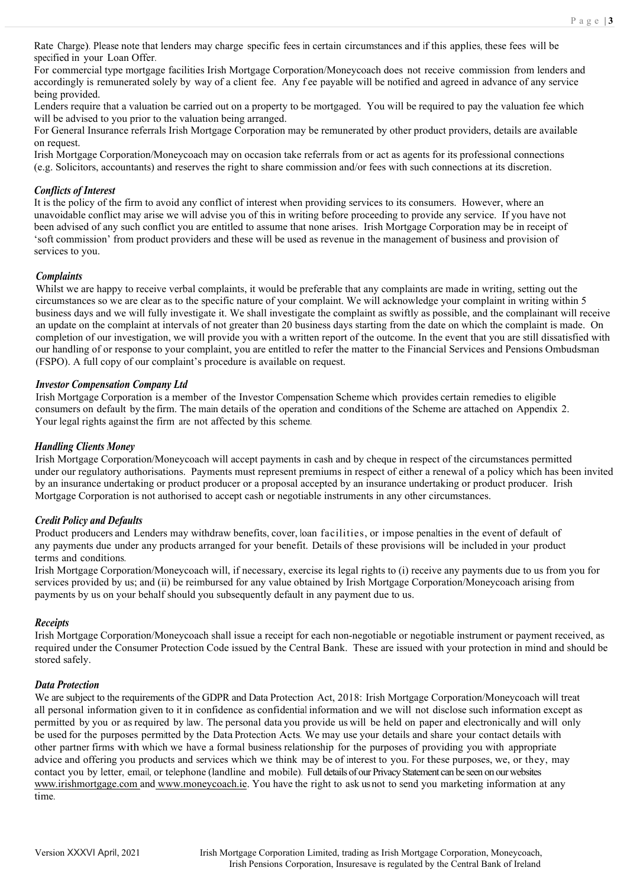Rate Charge). Please note that lenders may charge specific fees in certain circumstances and if this applies, these fees will be specified in your Loan Offer.

For commercial type mortgage facilities Irish Mortgage Corporation/Moneycoach does not receive commission from lenders and accordingly is remunerated solely by way of a client fee. Any fee payable will be notified and agreed in advance of any service being provided.

Lenders require that a valuation be carried out on a property to be mortgaged. You will be required to pay the valuation fee which will be advised to you prior to the valuation being arranged.

For General Insurance referrals Irish Mortgage Corporation may be remunerated by other product providers, details are available on request.

Irish Mortgage Corporation/Moneycoach may on occasion take referrals from or act as agents for its professional connections (e.g. Solicitors, accountants) and reserves the right to share commission and/or fees with such connections at its discretion.

### *Conflicts of Interest*

It is the policy of the firm to avoid any conflict of interest when providing services to its consumers. However, where an unavoidable conflict may arise we will advise you of this in writing before proceeding to provide any service. If you have not been advised of any such conflict you are entitled to assume that none arises. Irish Mortgage Corporation may be in receipt of 'soft commission' from product providers and these will be used as revenue in the management of business and provision of services to you.

### *Complaints*

Whilst we are happy to receive verbal complaints, it would be preferable that any complaints are made in writing, setting out the circumstances so we are clear as to the specific nature of your complaint. We will acknowledge your complaint in writing within 5 business days and we will fully investigate it. We shall investigate the complaint as swiftly as possible, and the complainant will receive an update on the complaint at intervals of not greater than 20 business days starting from the date on which the complaint is made. On completion of our investigation, we will provide you with a written report of the outcome. In the event that you are still dissatisfied with our handling of or response to your complaint, you are entitled to refer the matter to the Financial Services and Pensions Ombudsman (FSPO). A full copy of our complaint's procedure is available on request.

### *Investor Compensation Company Ltd*

Irish Mortgage Corporation is a member of the Investor Compensation Scheme which provides certain remedies to eligible consumers on default by the firm. The main details of the operation and conditions of the Scheme are attached on Appendix 2. Your legal rights against the firm are not affected by this scheme.

### *Handling Clients Money*

Irish Mortgage Corporation/Moneycoach will accept payments in cash and by cheque in respect of the circumstances permitted under our regulatory authorisations. Payments must represent premiums in respect of either a renewal of a policy which has been invited by an insurance undertaking or product producer or a proposal accepted by an insurance undertaking or product producer. Irish Mortgage Corporation is not authorised to accept cash or negotiable instruments in any other circumstances.

### *Credit Policy and Defaults*

Product producers and Lenders may withdraw benefits, cover, loan facilities, or impose penalties in the event of default of any payments due under any products arranged for your benefit. Details of these provisions will be included in your product terms and conditions.

Irish Mortgage Corporation/Moneycoach will, if necessary, exercise its legal rights to (i) receive any payments due to us from you for services provided by us; and (ii) be reimbursed for any value obtained by Irish Mortgage Corporation/Moneycoach arising from payments by us on your behalf should you subsequently default in any payment due to us.

### *Receipts*

Irish Mortgage Corporation/Moneycoach shall issue a receipt for each non-negotiable or negotiable instrument or payment received, as required under the Consumer Protection Code issued by the Central Bank. These are issued with your protection in mind and should be stored safely.

### *Data Protection*

We are subject to the requirements of the GDPR and Data Protection Act, 2018: Irish Mortgage Corporation/Moneycoach will treat all personal information given to it in confidence as confidential information and we will not disclose such information except as permitted by you or as required by law. The personal data you provide us will be held on paper and electronically and will only be used for the purposes permitted by the Data Protection Acts. We may use your details and share your contact details with other partner firms with which we have a formal business relationship for the purposes of providing you with appropriate advice and offering you products and services which we think may be of interest to you. For these purposes, we, or they, may contact you by letter, email, or telephone (landline and mobile). Full details of our Privacy Statement can be seen on our websites www.irishmortgage.com and www.moneycoach.ie. You have the right to ask us not to send you marketing information at any time.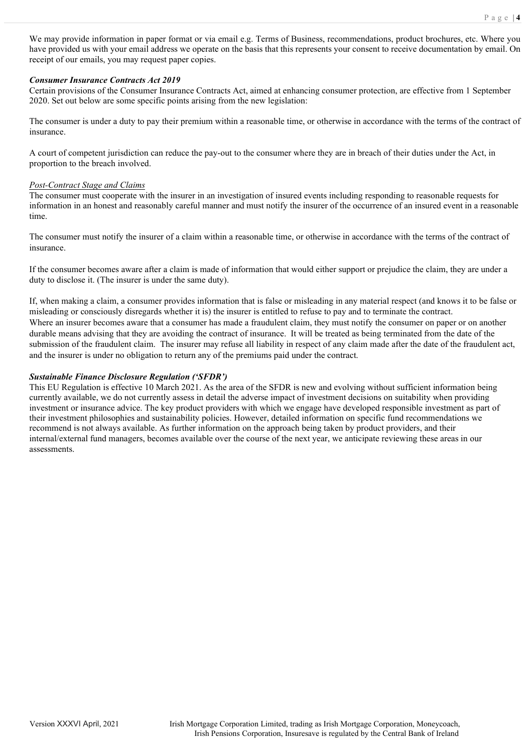We may provide information in paper format or via email e.g. Terms of Business, recommendations, product brochures, etc. Where you have provided us with your email address we operate on the basis that this represents your consent to receive documentation by email. On receipt of our emails, you may request paper copies.

***Consumer Insurance Contracts Act 2019***

Certain provisions of the Consumer Insurance Contracts Act, aimed at enhancing consumer protection, are effective from 1 September 2020. Set out below are some specific points arising from the new legislation:

The consumer is under a duty to pay their premium within a reasonable time, or otherwise in accordance with the terms of the contract of insurance.

A court of competent jurisdiction can reduce the pay-out to the consumer where they are in breach of their duties under the Act, in proportion to the breach involved.

*Post-Contract Stage and Claims*

The consumer must cooperate with the insurer in an investigation of insured events including responding to reasonable requests for information in an honest and reasonably careful manner and must notify the insurer of the occurrence of an insured event in a reasonable time.

The consumer must notify the insurer of a claim within a reasonable time, or otherwise in accordance with the terms of the contract of insurance.

If the consumer becomes aware after a claim is made of information that would either support or prejudice the claim, they are under a duty to disclose it. (The insurer is under the same duty).

If, when making a claim, a consumer provides information that is false or misleading in any material respect (and knows it to be false or misleading or consciously disregards whether it is) the insurer is entitled to refuse to pay and to terminate the contract.
Where an insurer becomes aware that a consumer has made a fraudulent claim, they must notify the consumer on paper or on another durable means advising that they are avoiding the contract of insurance. It will be treated as being terminated from the date of the submission of the fraudulent claim. The insurer may refuse all liability in respect of any claim made after the date of the fraudulent act, and the insurer is under no obligation to return any of the premiums paid under the contract.

***Sustainable Finance Disclosure Regulation ('SFDR')***

This EU Regulation is effective 10 March 2021. As the area of the SFDR is new and evolving without sufficient information being currently available, we do not currently assess in detail the adverse impact of investment decisions on suitability when providing investment or insurance advice. The key product providers with which we engage have developed responsible investment as part of their investment philosophies and sustainability policies. However, detailed information on specific fund recommendations we recommend is not always available. As further information on the approach being taken by product providers, and their internal/external fund managers, becomes available over the course of the next year, we anticipate reviewing these areas in our assessments.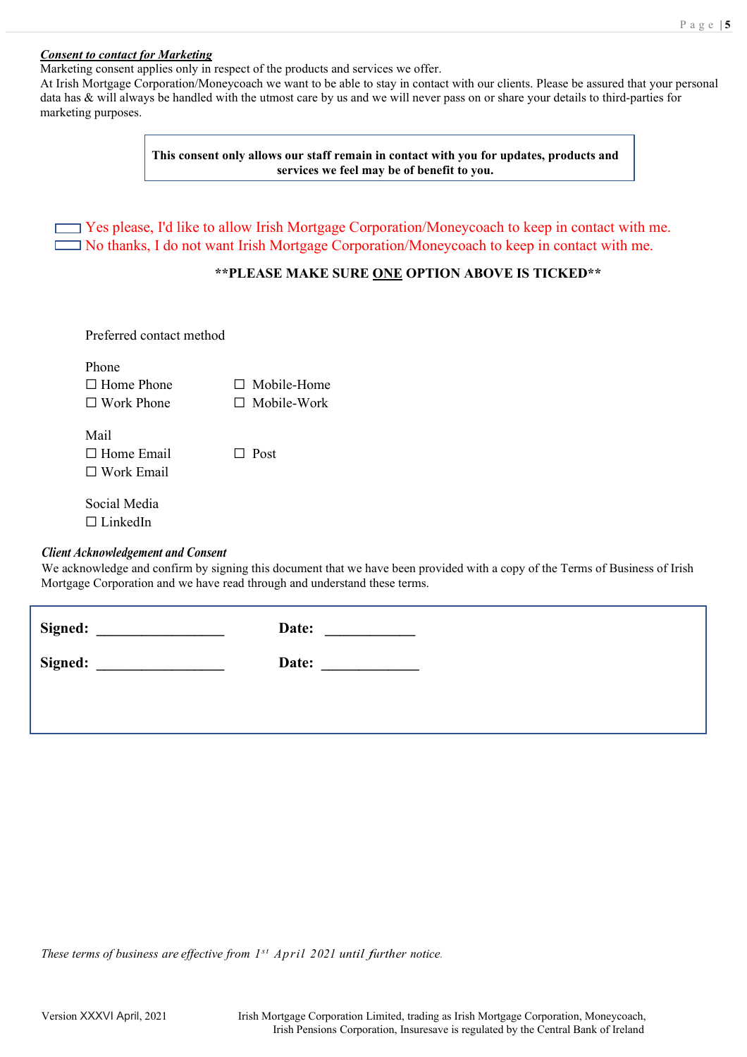***Consent to contact for Marketing***

Marketing consent applies only in respect of the products and services we offer.

At Irish Mortgage Corporation/Moneycoach we want to be able to stay in contact with our clients. Please be assured that your personal data has & will always be handled with the utmost care by us and we will never pass on or share your details to third-parties for marketing purposes.

**This consent only allows our staff remain in contact with you for updates, products and services we feel may be of benefit to you.**

☐ Yes please, I'd like to allow Irish Mortgage Corporation/Moneycoach to keep in contact with me.
☐ No thanks, I do not want Irish Mortgage Corporation/Moneycoach to keep in contact with me.

**\*\*PLEASE MAKE SURE <u>ONE</u> OPTION ABOVE IS TICKED\*\***

Preferred contact method

Phone

☐ Home Phone ☐ Mobile-Home
☐ Work Phone ☐ Mobile-Work

Mail

☐ Home Email ☐ Post
☐ Work Email

Social Media

☐ LinkedIn

***Client Acknowledgement and Consent***

We acknowledge and confirm by signing this document that we have been provided with a copy of the Terms of Business of Irish Mortgage Corporation and we have read through and understand these terms.

**Signed:** _________________ **Date:** ____________

**Signed:** _________________ **Date:** _____________

*These terms of business are effective from 1st April 2021 until further notice.*

Version XXXVI April, 2021

Irish Mortgage Corporation Limited, trading as Irish Mortgage Corporation, Moneycoach, Irish Pensions Corporation, Insuresave is regulated by the Central Bank of Ireland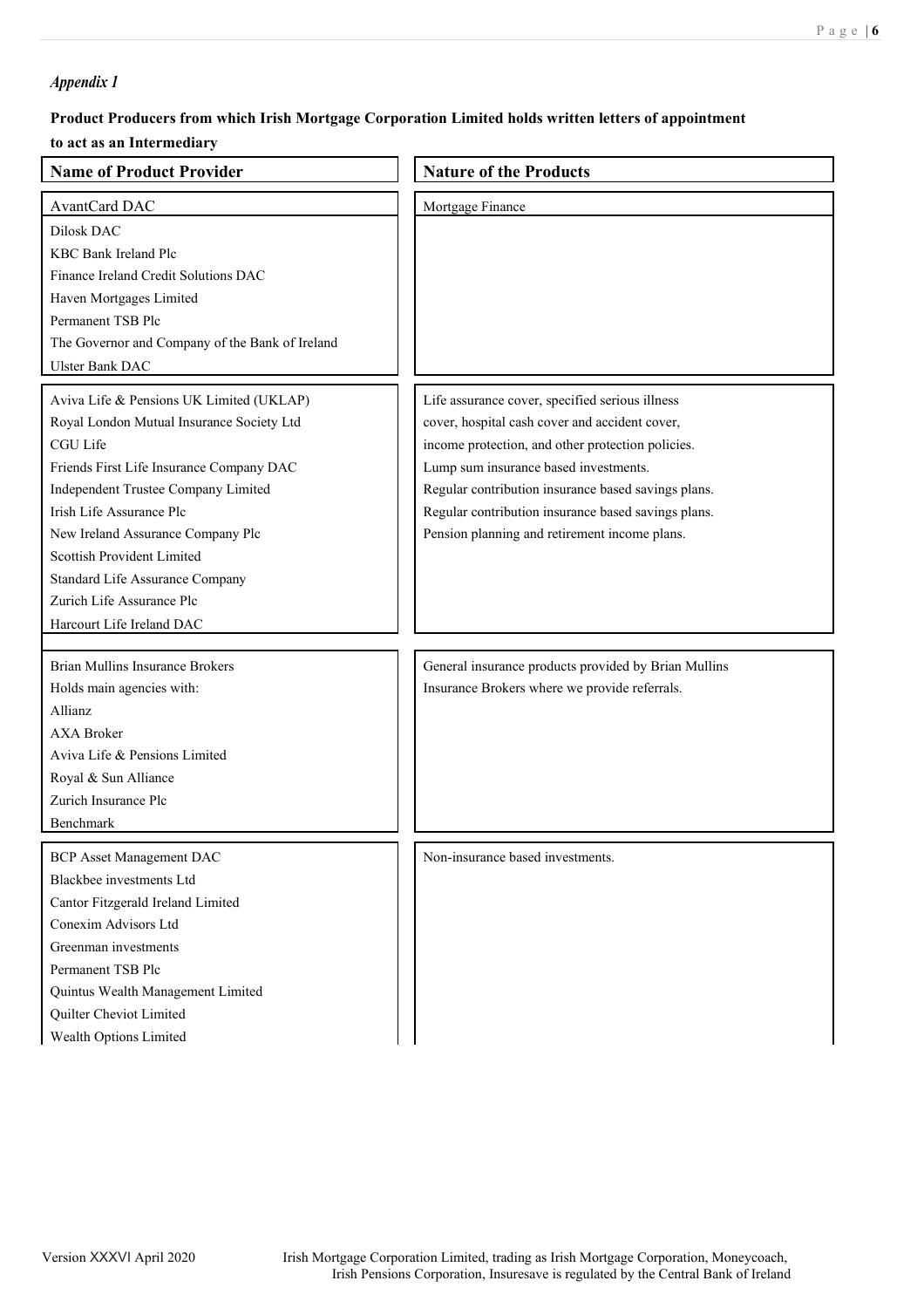*Appendix 1*

**Product Producers from which Irish Mortgage Corporation Limited holds written letters of appointment to act as an Intermediary**

| Name of Product Provider | Nature of the Products |
|---|---|
| AvantCard DAC<br>Dilosk DAC<br>KBC Bank Ireland Plc<br>Finance Ireland Credit Solutions DAC<br>Haven Mortgages Limited<br>Permanent TSB Plc<br>The Governor and Company of the Bank of Ireland<br>Ulster Bank DAC | Mortgage Finance |
| Aviva Life & Pensions UK Limited (UKLAP)<br>Royal London Mutual Insurance Society Ltd<br>CGU Life<br>Friends First Life Insurance Company DAC<br>Independent Trustee Company Limited<br>Irish Life Assurance Plc<br>New Ireland Assurance Company Plc<br>Scottish Provident Limited<br>Standard Life Assurance Company<br>Zurich Life Assurance Plc<br>Harcourt Life Ireland DAC | Life assurance cover, specified serious illness cover, hospital cash cover and accident cover, income protection, and other protection policies.<br>Lump sum insurance based investments.<br>Regular contribution insurance based savings plans.<br>Regular contribution insurance based savings plans.<br>Pension planning and retirement income plans. |
| Brian Mullins Insurance Brokers<br>Holds main agencies with:<br>Allianz<br>AXA Broker<br>Aviva Life & Pensions Limited<br>Royal & Sun Alliance<br>Zurich Insurance Plc<br>Benchmark | General insurance products provided by Brian Mullins Insurance Brokers where we provide referrals. |
| BCP Asset Management DAC<br>Blackbee investments Ltd<br>Cantor Fitzgerald Ireland Limited<br>Conexim Advisors Ltd<br>Greenman investments<br>Permanent TSB Plc<br>Quintus Wealth Management Limited<br>Quilter Cheviot Limited<br>Wealth Options Limited | Non-insurance based investments. |

Version XXXVI April 2020 Irish Mortgage Corporation Limited, trading as Irish Mortgage Corporation, Moneycoach, Irish Pensions Corporation, Insuresave is regulated by the Central Bank of Ireland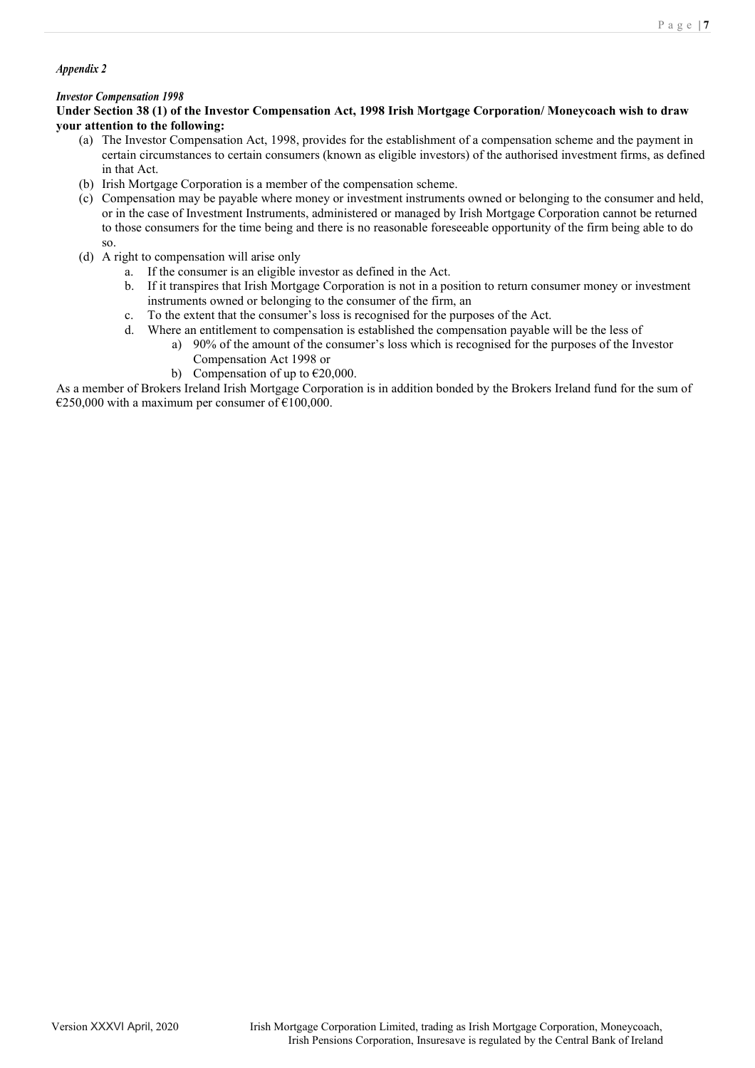*Appendix 2*

***Investor Compensation 1998***

**Under Section 38 (1) of the Investor Compensation Act, 1998 Irish Mortgage Corporation/ Moneycoach wish to draw your attention to the following:**

(a) The Investor Compensation Act, 1998, provides for the establishment of a compensation scheme and the payment in certain circumstances to certain consumers (known as eligible investors) of the authorised investment firms, as defined in that Act.

(b) Irish Mortgage Corporation is a member of the compensation scheme.

(c) Compensation may be payable where money or investment instruments owned or belonging to the consumer and held, or in the case of Investment Instruments, administered or managed by Irish Mortgage Corporation cannot be returned to those consumers for the time being and there is no reasonable foreseeable opportunity of the firm being able to do so.

(d) A right to compensation will arise only

   a. If the consumer is an eligible investor as defined in the Act.
   
   b. If it transpires that Irish Mortgage Corporation is not in a position to return consumer money or investment instruments owned or belonging to the consumer of the firm, an
   
   c. To the extent that the consumer's loss is recognised for the purposes of the Act.
   
   d. Where an entitlement to compensation is established the compensation payable will be the less of
   
      a) 90% of the amount of the consumer's loss which is recognised for the purposes of the Investor Compensation Act 1998 or
      
      b) Compensation of up to €20,000.

As a member of Brokers Ireland Irish Mortgage Corporation is in addition bonded by the Brokers Ireland fund for the sum of €250,000 with a maximum per consumer of €100,000.

Version XXXVI April, 2020 Irish Mortgage Corporation Limited, trading as Irish Mortgage Corporation, Moneycoach, Irish Pensions Corporation, Insuresave is regulated by the Central Bank of Ireland